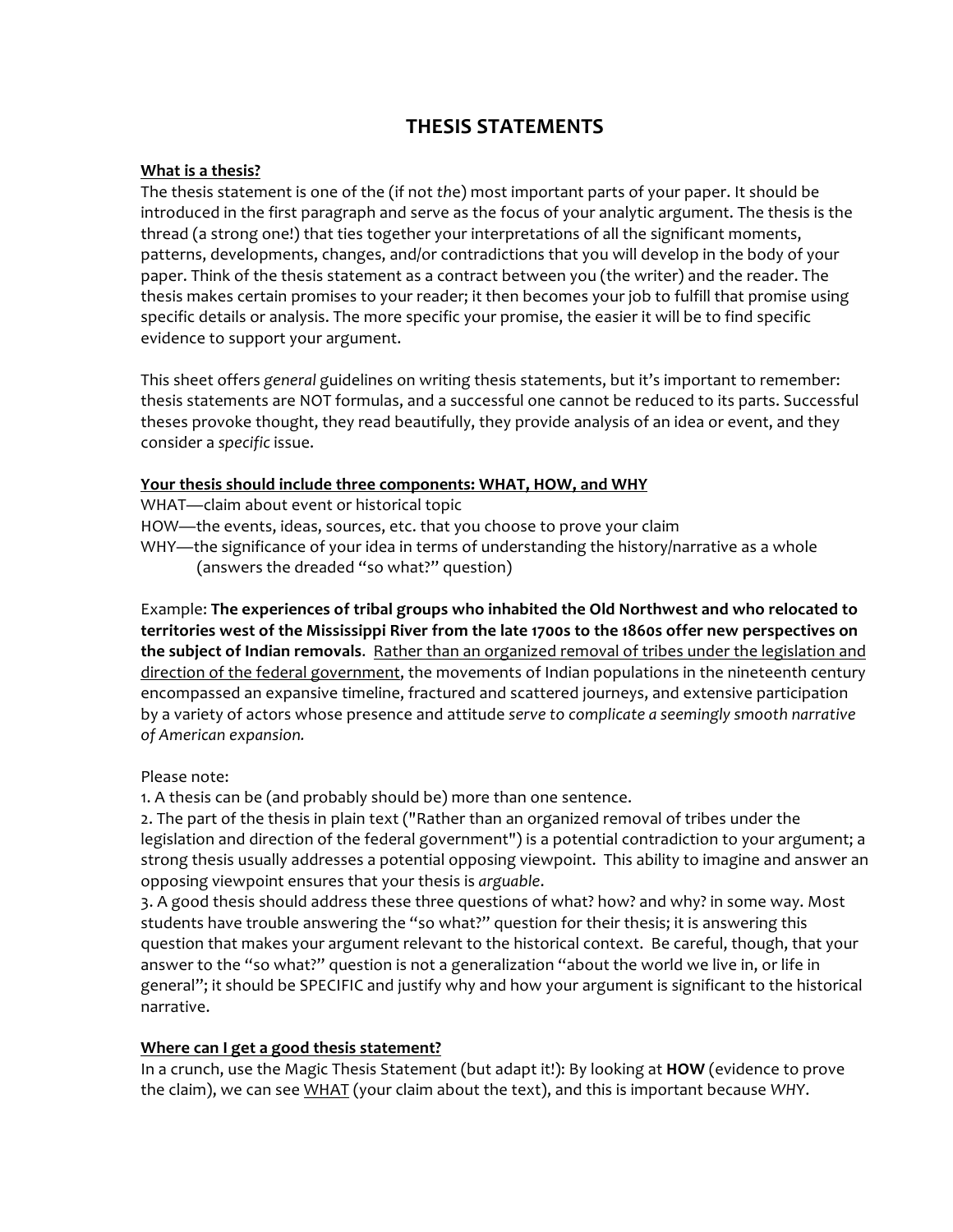# THESIS STATEMENTS

**What is a thesis?**

The thesis statement is one of the (if not *the*) most important parts of your paper. It should be introduced in the first paragraph and serve as the focus of your analytic argument. The thesis is the thread (a strong one!) that ties together your interpretations of all the significant moments, patterns, developments, changes, and/or contradictions that you will develop in the body of your paper. Think of the thesis statement as a contract between you (the writer) and the reader. The thesis makes certain promises to your reader; it then becomes your job to fulfill that promise using specific details or analysis. The more specific your promise, the easier it will be to find specific evidence to support your argument.

This sheet offers *general* guidelines on writing thesis statements, but it's important to remember: thesis statements are NOT formulas, and a successful one cannot be reduced to its parts. Successful theses provoke thought, they read beautifully, they provide analysis of an idea or event, and they consider a *specific* issue.

**Your thesis should include three components: WHAT, HOW, and WHY**

WHAT—claim about event or historical topic
HOW—the events, ideas, sources, etc. that you choose to prove your claim
WHY—the significance of your idea in terms of understanding the history/narrative as a whole
(answers the dreaded "so what?" question)

Example: **The experiences of tribal groups who inhabited the Old Northwest and who relocated to territories west of the Mississippi River from the late 1700s to the 1860s offer new perspectives on the subject of Indian removals**. Rather than an organized removal of tribes under the legislation and direction of the federal government, the movements of Indian populations in the nineteenth century encompassed an expansive timeline, fractured and scattered journeys, and extensive participation by a variety of actors whose presence and attitude *serve to complicate a seemingly smooth narrative of American expansion.*

Please note:

1. A thesis can be (and probably should be) more than one sentence.
2. The part of the thesis in plain text ("Rather than an organized removal of tribes under the legislation and direction of the federal government") is a potential contradiction to your argument; a strong thesis usually addresses a potential opposing viewpoint. This ability to imagine and answer an opposing viewpoint ensures that your thesis is *arguable*.
3. A good thesis should address these three questions of what? how? and why? in some way. Most students have trouble answering the "so what?" question for their thesis; it is answering this question that makes your argument relevant to the historical context. Be careful, though, that your answer to the "so what?" question is not a generalization "about the world we live in, or life in general"; it should be SPECIFIC and justify why and how your argument is significant to the historical narrative.

**Where can I get a good thesis statement?**

In a crunch, use the Magic Thesis Statement (but adapt it!): By looking at **HOW** (evidence to prove the claim), we can see WHAT (your claim about the text), and this is important because *WHY*.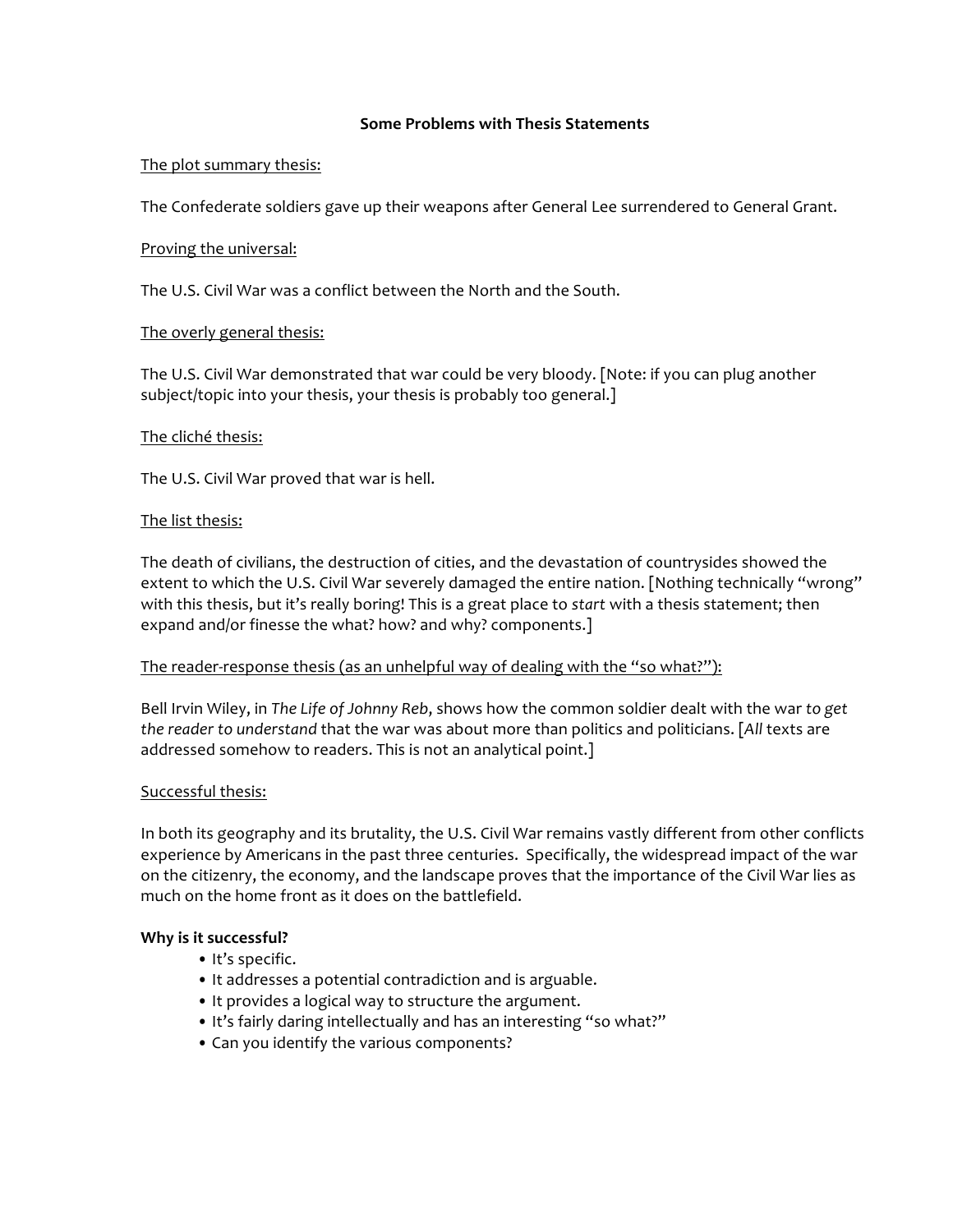# Some Problems with Thesis Statements

<u>The plot summary thesis:</u>

The Confederate soldiers gave up their weapons after General Lee surrendered to General Grant.

<u>Proving the universal:</u>

The U.S. Civil War was a conflict between the North and the South.

<u>The overly general thesis:</u>

The U.S. Civil War demonstrated that war could be very bloody. [Note: if you can plug another subject/topic into your thesis, your thesis is probably too general.]

<u>The cliché thesis:</u>

The U.S. Civil War proved that war is hell.

<u>The list thesis:</u>

The death of civilians, the destruction of cities, and the devastation of countrysides showed the extent to which the U.S. Civil War severely damaged the entire nation. [Nothing technically "wrong" with this thesis, but it's really boring! This is a great place to *start* with a thesis statement; then expand and/or finesse the what? how? and why? components.]

<u>The reader-response thesis (as an unhelpful way of dealing with the "so what?"):</u>

Bell Irvin Wiley, in *The Life of Johnny Reb*, shows how the common soldier dealt with the war *to get the reader to understand* that the war was about more than politics and politicians. [*All* texts are addressed somehow to readers. This is not an analytical point.]

<u>Successful thesis:</u>

In both its geography and its brutality, the U.S. Civil War remains vastly different from other conflicts experience by Americans in the past three centuries. Specifically, the widespread impact of the war on the citizenry, the economy, and the landscape proves that the importance of the Civil War lies as much on the home front as it does on the battlefield.

**Why is it successful?**

- It's specific.
- It addresses a potential contradiction and is arguable.
- It provides a logical way to structure the argument.
- It's fairly daring intellectually and has an interesting "so what?"
- Can you identify the various components?